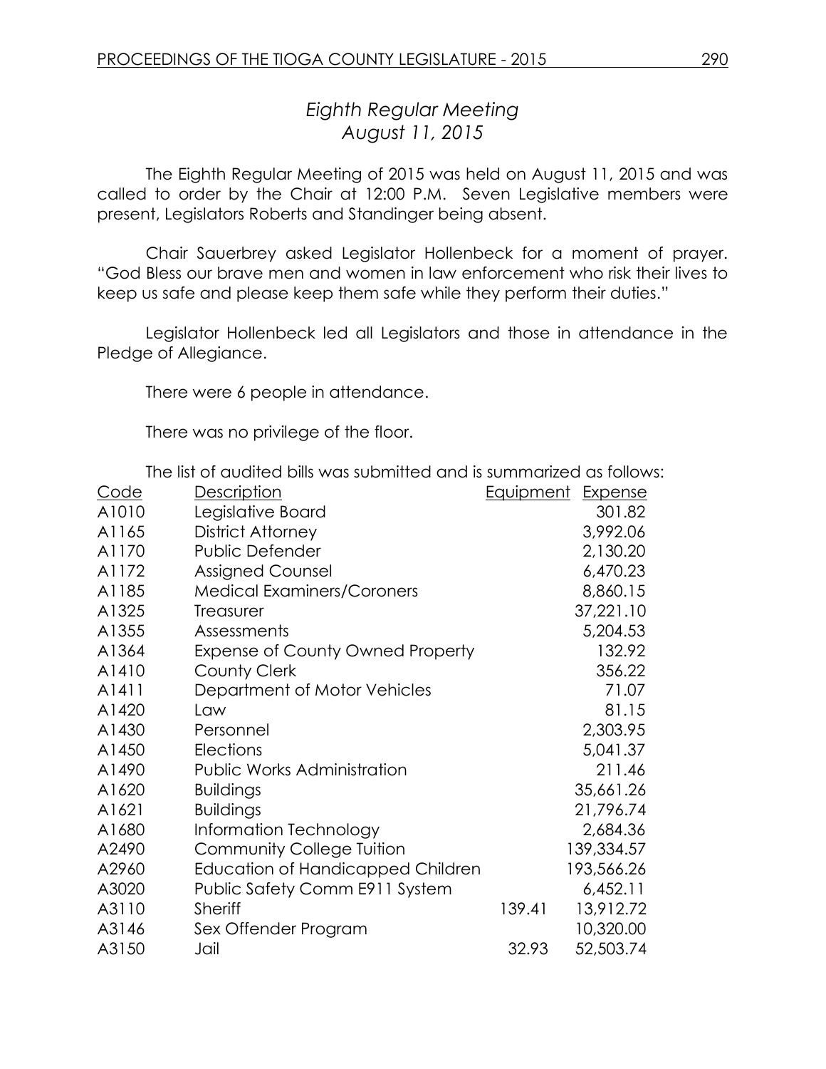# *Eighth Regular Meeting*
## *August 11, 2015*

The Eighth Regular Meeting of 2015 was held on August 11, 2015 and was called to order by the Chair at 12:00 P.M. Seven Legislative members were present, Legislators Roberts and Standinger being absent.

Chair Sauerbrey asked Legislator Hollenbeck for a moment of prayer. "God Bless our brave men and women in law enforcement who risk their lives to keep us safe and please keep them safe while they perform their duties."

Legislator Hollenbeck led all Legislators and those in attendance in the Pledge of Allegiance.

There were 6 people in attendance.

There was no privilege of the floor.

The list of audited bills was submitted and is summarized as follows:

| Code | Description | Equipment | Expense |
|---|---|---|---|
| A1010 | Legislative Board | | 301.82 |
| A1165 | District Attorney | | 3,992.06 |
| A1170 | Public Defender | | 2,130.20 |
| A1172 | Assigned Counsel | | 6,470.23 |
| A1185 | Medical Examiners/Coroners | | 8,860.15 |
| A1325 | Treasurer | | 37,221.10 |
| A1355 | Assessments | | 5,204.53 |
| A1364 | Expense of County Owned Property | | 132.92 |
| A1410 | County Clerk | | 356.22 |
| A1411 | Department of Motor Vehicles | | 71.07 |
| A1420 | Law | | 81.15 |
| A1430 | Personnel | | 2,303.95 |
| A1450 | Elections | | 5,041.37 |
| A1490 | Public Works Administration | | 211.46 |
| A1620 | Buildings | | 35,661.26 |
| A1621 | Buildings | | 21,796.74 |
| A1680 | Information Technology | | 2,684.36 |
| A2490 | Community College Tuition | | 139,334.57 |
| A2960 | Education of Handicapped Children | | 193,566.26 |
| A3020 | Public Safety Comm E911 System | | 6,452.11 |
| A3110 | Sheriff | 139.41 | 13,912.72 |
| A3146 | Sex Offender Program | | 10,320.00 |
| A3150 | Jail | 32.93 | 52,503.74 |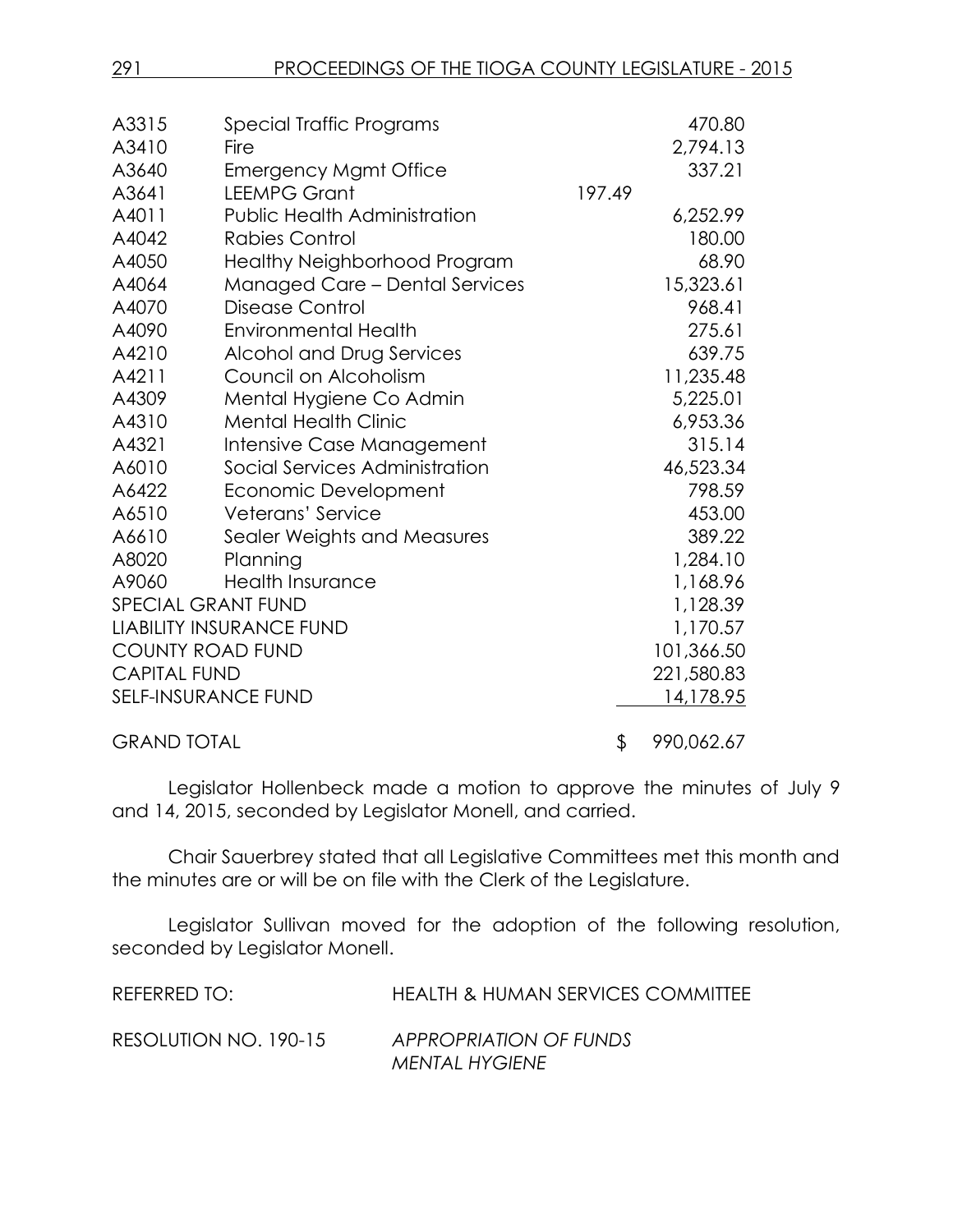| | | | |
|---|---|---|---|
| A3315 | Special Traffic Programs | | 470.80 |
| A3410 | Fire | | 2,794.13 |
| A3640 | Emergency Mgmt Office | | 337.21 |
| A3641 | LEEMPG Grant | 197.49 | |
| A4011 | Public Health Administration | | 6,252.99 |
| A4042 | Rabies Control | | 180.00 |
| A4050 | Healthy Neighborhood Program | | 68.90 |
| A4064 | Managed Care – Dental Services | | 15,323.61 |
| A4070 | Disease Control | | 968.41 |
| A4090 | Environmental Health | | 275.61 |
| A4210 | Alcohol and Drug Services | | 639.75 |
| A4211 | Council on Alcoholism | | 11,235.48 |
| A4309 | Mental Hygiene Co Admin | | 5,225.01 |
| A4310 | Mental Health Clinic | | 6,953.36 |
| A4321 | Intensive Case Management | | 315.14 |
| A6010 | Social Services Administration | | 46,523.34 |
| A6422 | Economic Development | | 798.59 |
| A6510 | Veterans' Service | | 453.00 |
| A6610 | Sealer Weights and Measures | | 389.22 |
| A8020 | Planning | | 1,284.10 |
| A9060 | Health Insurance | | 1,168.96 |
| SPECIAL GRANT FUND | | | 1,128.39 |
| LIABILITY INSURANCE FUND | | | 1,170.57 |
| COUNTY ROAD FUND | | | 101,366.50 |
| CAPITAL FUND | | | 221,580.83 |
| SELF-INSURANCE FUND | | | 14,178.95 |
| GRAND TOTAL | | $ | 990,062.67 |

Legislator Hollenbeck made a motion to approve the minutes of July 9 and 14, 2015, seconded by Legislator Monell, and carried.

Chair Sauerbrey stated that all Legislative Committees met this month and the minutes are or will be on file with the Clerk of the Legislature.

Legislator Sullivan moved for the adoption of the following resolution, seconded by Legislator Monell.

REFERRED TO: HEALTH & HUMAN SERVICES COMMITTEE

RESOLUTION NO. 190-15 *APPROPRIATION OF FUNDS MENTAL HYGIENE*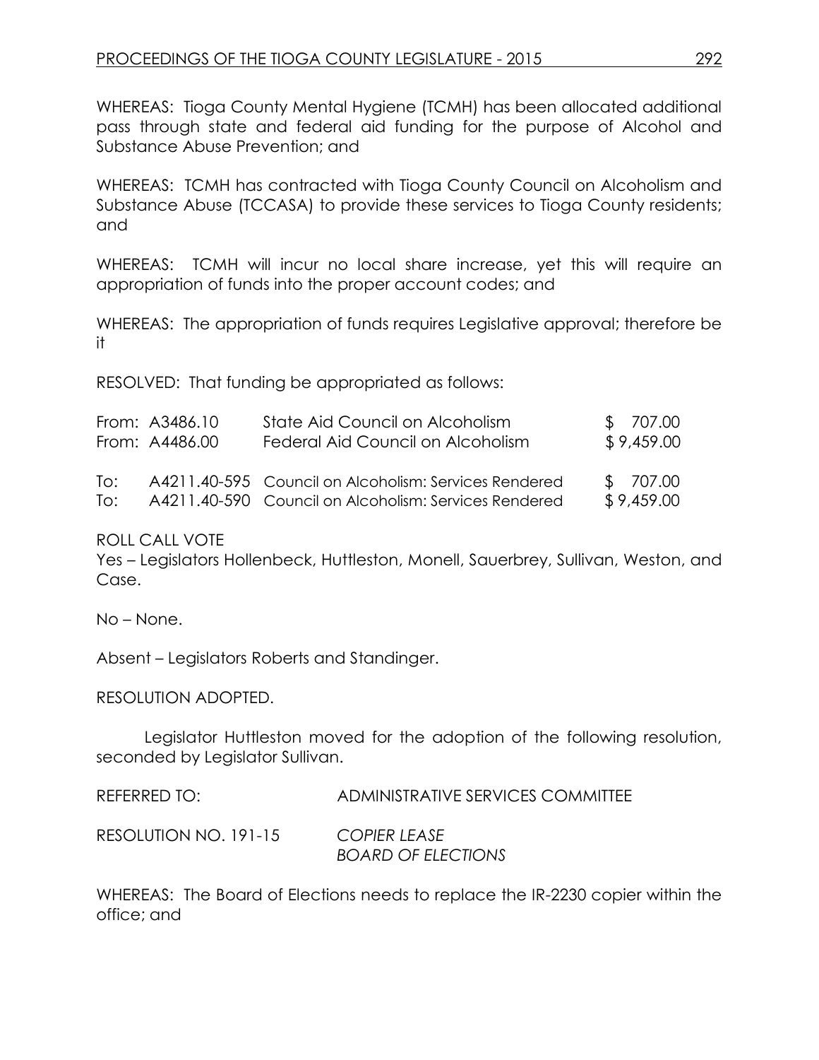WHEREAS: Tioga County Mental Hygiene (TCMH) has been allocated additional pass through state and federal aid funding for the purpose of Alcohol and Substance Abuse Prevention; and

WHEREAS: TCMH has contracted with Tioga County Council on Alcoholism and Substance Abuse (TCCASA) to provide these services to Tioga County residents; and

WHEREAS: TCMH will incur no local share increase, yet this will require an appropriation of funds into the proper account codes; and

WHEREAS: The appropriation of funds requires Legislative approval; therefore be it

RESOLVED: That funding be appropriated as follows:

| | | | |
|---|---|---|---|
| From: | A3486.10 | State Aid Council on Alcoholism | $ 707.00 |
| From: | A4486.00 | Federal Aid Council on Alcoholism | $ 9,459.00 |
| To: | A4211.40-595 | Council on Alcoholism: Services Rendered | $ 707.00 |
| To: | A4211.40-590 | Council on Alcoholism: Services Rendered | $ 9,459.00 |

ROLL CALL VOTE
Yes – Legislators Hollenbeck, Huttleston, Monell, Sauerbrey, Sullivan, Weston, and Case.

No – None.

Absent – Legislators Roberts and Standinger.

RESOLUTION ADOPTED.

Legislator Huttleston moved for the adoption of the following resolution, seconded by Legislator Sullivan.

REFERRED TO: ADMINISTRATIVE SERVICES COMMITTEE

RESOLUTION NO. 191-15 *COPIER LEASE*
*BOARD OF ELECTIONS*

WHEREAS: The Board of Elections needs to replace the IR-2230 copier within the office; and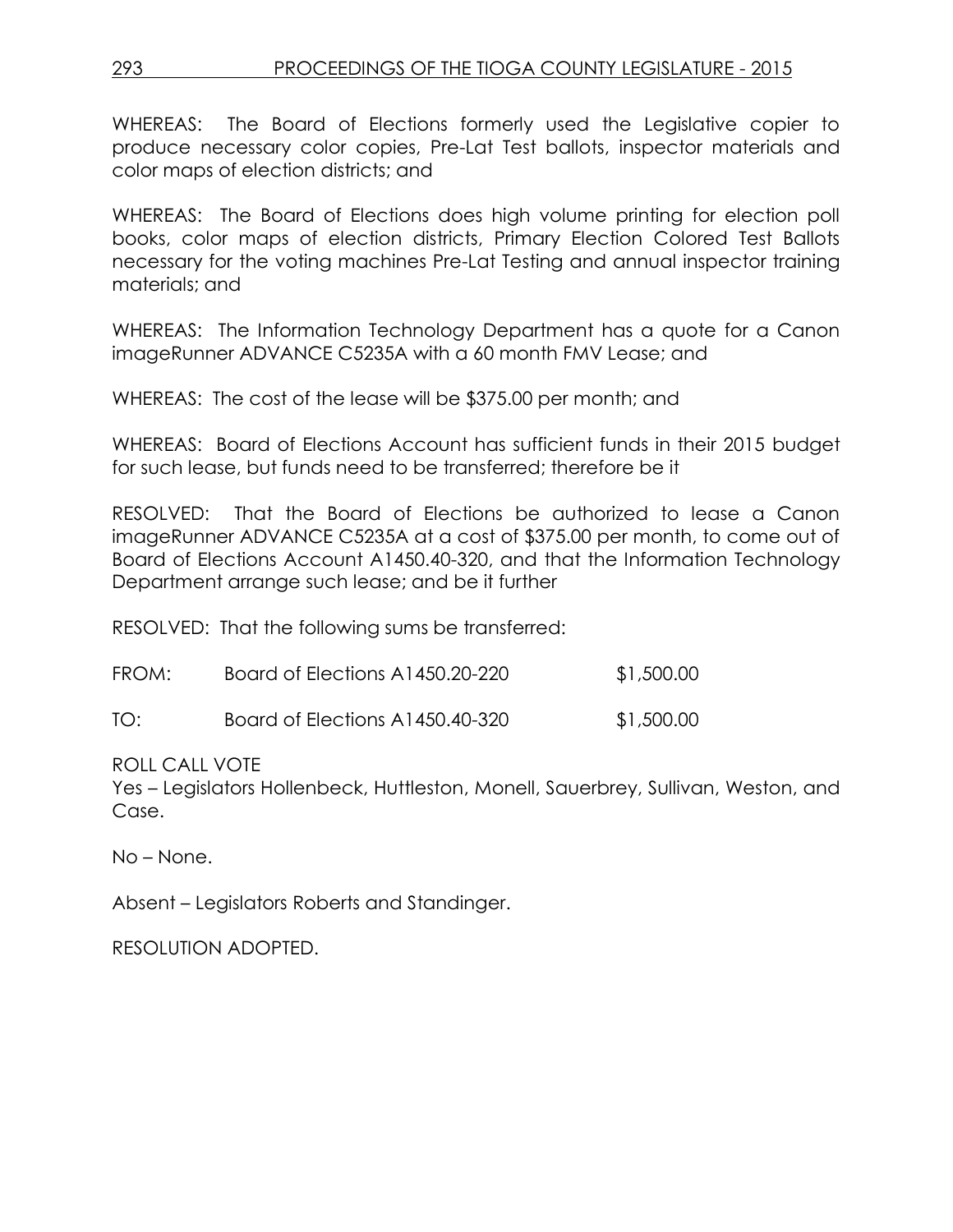WHEREAS: The Board of Elections formerly used the Legislative copier to produce necessary color copies, Pre-Lat Test ballots, inspector materials and color maps of election districts; and

WHEREAS: The Board of Elections does high volume printing for election poll books, color maps of election districts, Primary Election Colored Test Ballots necessary for the voting machines Pre-Lat Testing and annual inspector training materials; and

WHEREAS: The Information Technology Department has a quote for a Canon imageRunner ADVANCE C5235A with a 60 month FMV Lease; and

WHEREAS: The cost of the lease will be $375.00 per month; and

WHEREAS: Board of Elections Account has sufficient funds in their 2015 budget for such lease, but funds need to be transferred; therefore be it

RESOLVED: That the Board of Elections be authorized to lease a Canon imageRunner ADVANCE C5235A at a cost of $375.00 per month, to come out of Board of Elections Account A1450.40-320, and that the Information Technology Department arrange such lease; and be it further

RESOLVED: That the following sums be transferred:

| | | |
|---|---|---|
| FROM: | Board of Elections A1450.20-220 | $1,500.00 |
| TO: | Board of Elections A1450.40-320 | $1,500.00 |

ROLL CALL VOTE
Yes – Legislators Hollenbeck, Huttleston, Monell, Sauerbrey, Sullivan, Weston, and Case.

No – None.

Absent – Legislators Roberts and Standinger.

RESOLUTION ADOPTED.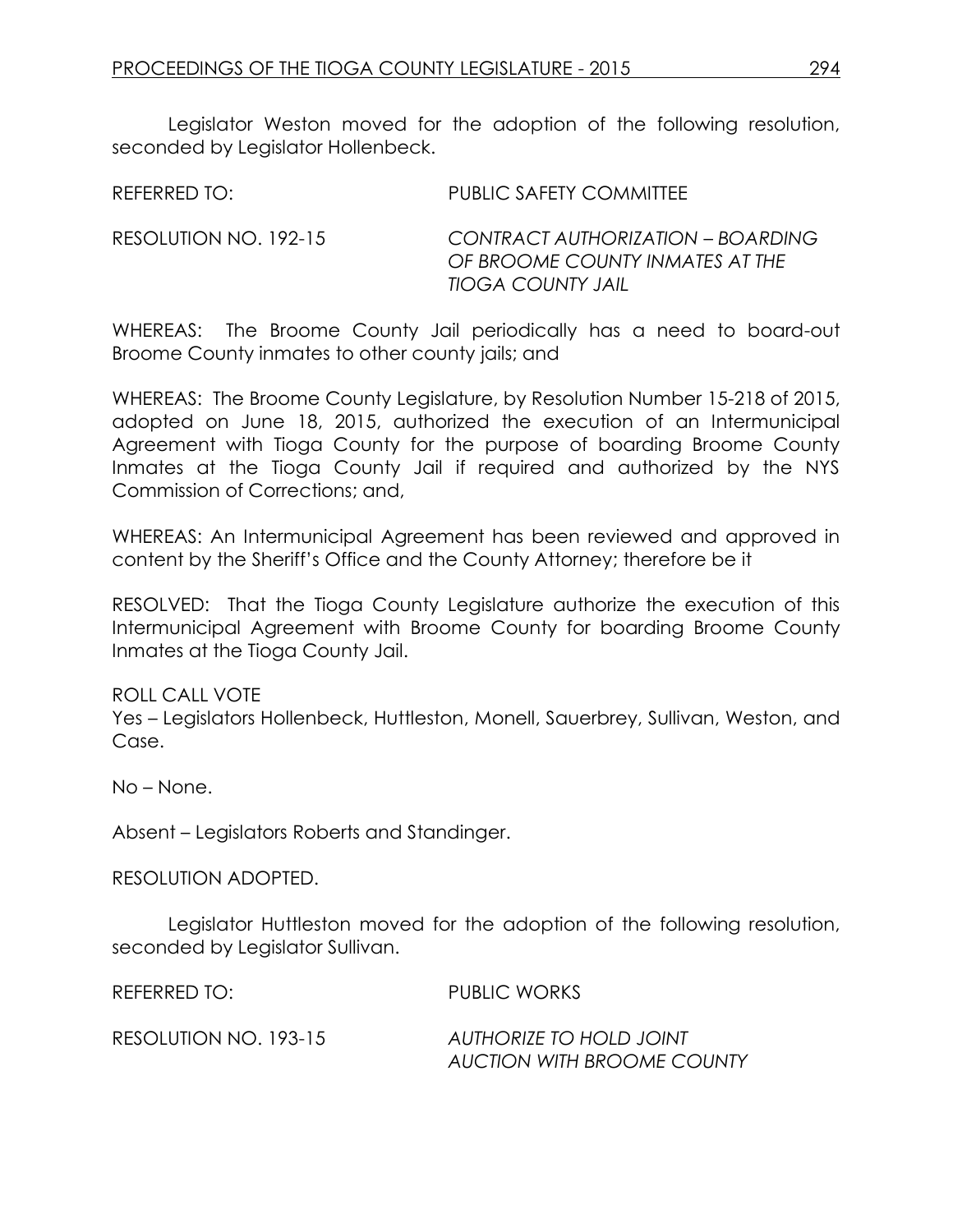Legislator Weston moved for the adoption of the following resolution, seconded by Legislator Hollenbeck.

REFERRED TO: PUBLIC SAFETY COMMITTEE

RESOLUTION NO. 192-15 *CONTRACT AUTHORIZATION – BOARDING OF BROOME COUNTY INMATES AT THE TIOGA COUNTY JAIL*

WHEREAS: The Broome County Jail periodically has a need to board-out Broome County inmates to other county jails; and

WHEREAS: The Broome County Legislature, by Resolution Number 15-218 of 2015, adopted on June 18, 2015, authorized the execution of an Intermunicipal Agreement with Tioga County for the purpose of boarding Broome County Inmates at the Tioga County Jail if required and authorized by the NYS Commission of Corrections; and,

WHEREAS: An Intermunicipal Agreement has been reviewed and approved in content by the Sheriff's Office and the County Attorney; therefore be it

RESOLVED: That the Tioga County Legislature authorize the execution of this Intermunicipal Agreement with Broome County for boarding Broome County Inmates at the Tioga County Jail.

ROLL CALL VOTE
Yes – Legislators Hollenbeck, Huttleston, Monell, Sauerbrey, Sullivan, Weston, and Case.

No – None.

Absent – Legislators Roberts and Standinger.

RESOLUTION ADOPTED.

Legislator Huttleston moved for the adoption of the following resolution, seconded by Legislator Sullivan.

REFERRED TO: PUBLIC WORKS

RESOLUTION NO. 193-15 *AUTHORIZE TO HOLD JOINT AUCTION WITH BROOME COUNTY*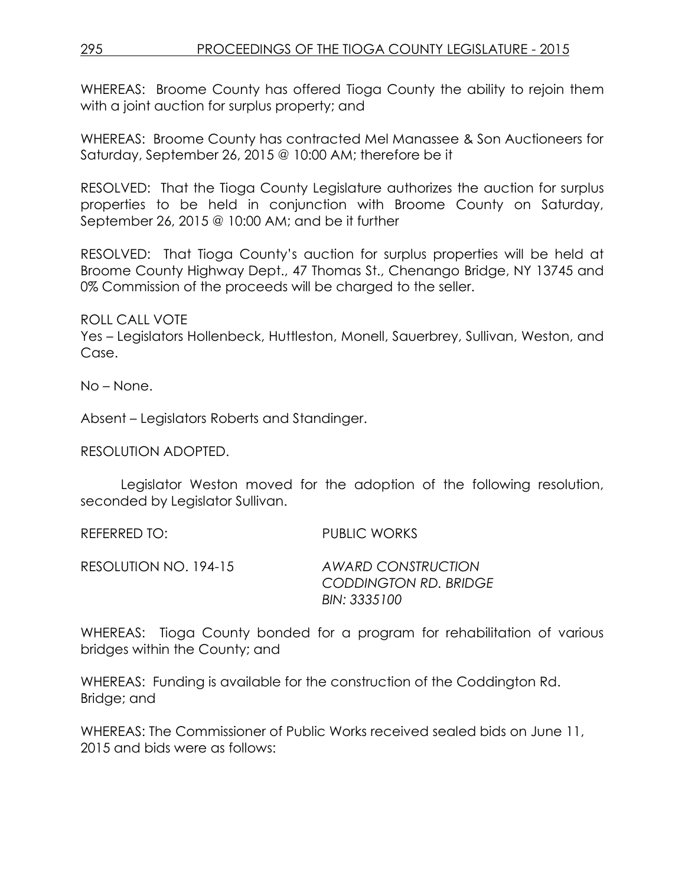WHEREAS: Broome County has offered Tioga County the ability to rejoin them with a joint auction for surplus property; and

WHEREAS: Broome County has contracted Mel Manassee & Son Auctioneers for Saturday, September 26, 2015 @ 10:00 AM; therefore be it

RESOLVED: That the Tioga County Legislature authorizes the auction for surplus properties to be held in conjunction with Broome County on Saturday, September 26, 2015 @ 10:00 AM; and be it further

RESOLVED: That Tioga County's auction for surplus properties will be held at Broome County Highway Dept., 47 Thomas St., Chenango Bridge, NY 13745 and 0% Commission of the proceeds will be charged to the seller.

ROLL CALL VOTE
Yes – Legislators Hollenbeck, Huttleston, Monell, Sauerbrey, Sullivan, Weston, and Case.

No – None.

Absent – Legislators Roberts and Standinger.

RESOLUTION ADOPTED.

Legislator Weston moved for the adoption of the following resolution, seconded by Legislator Sullivan.

REFERRED TO: PUBLIC WORKS

RESOLUTION NO. 194-15 *AWARD CONSTRUCTION CODDINGTON RD. BRIDGE BIN: 3335100*

WHEREAS: Tioga County bonded for a program for rehabilitation of various bridges within the County; and

WHEREAS: Funding is available for the construction of the Coddington Rd. Bridge; and

WHEREAS: The Commissioner of Public Works received sealed bids on June 11, 2015 and bids were as follows: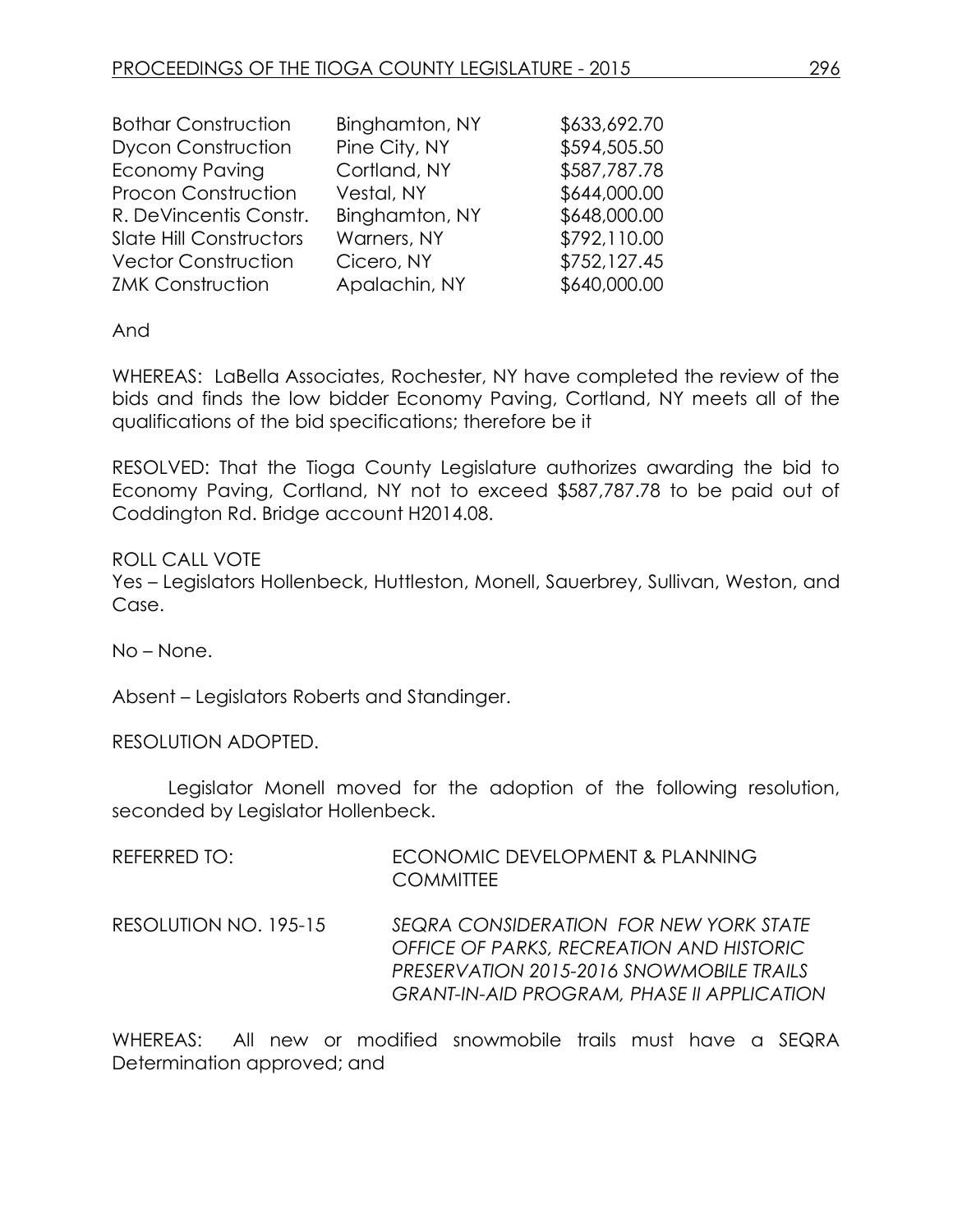| | | |
|---|---|---|
| Bothar Construction | Binghamton, NY | $633,692.70 |
| Dycon Construction | Pine City, NY | $594,505.50 |
| Economy Paving | Cortland, NY | $587,787.78 |
| Procon Construction | Vestal, NY | $644,000.00 |
| R. DeVincentis Constr. | Binghamton, NY | $648,000.00 |
| Slate Hill Constructors | Warners, NY | $792,110.00 |
| Vector Construction | Cicero, NY | $752,127.45 |
| ZMK Construction | Apalachin, NY | $640,000.00 |

And

WHEREAS: LaBella Associates, Rochester, NY have completed the review of the bids and finds the low bidder Economy Paving, Cortland, NY meets all of the qualifications of the bid specifications; therefore be it

RESOLVED: That the Tioga County Legislature authorizes awarding the bid to Economy Paving, Cortland, NY not to exceed $587,787.78 to be paid out of Coddington Rd. Bridge account H2014.08.

ROLL CALL VOTE
Yes – Legislators Hollenbeck, Huttleston, Monell, Sauerbrey, Sullivan, Weston, and Case.

No – None.

Absent – Legislators Roberts and Standinger.

RESOLUTION ADOPTED.

Legislator Monell moved for the adoption of the following resolution, seconded by Legislator Hollenbeck.

REFERRED TO: ECONOMIC DEVELOPMENT & PLANNING COMMITTEE

RESOLUTION NO. 195-15 *SEQRA CONSIDERATION FOR NEW YORK STATE OFFICE OF PARKS, RECREATION AND HISTORIC PRESERVATION 2015-2016 SNOWMOBILE TRAILS GRANT-IN-AID PROGRAM, PHASE II APPLICATION*

WHEREAS: All new or modified snowmobile trails must have a SEQRA Determination approved; and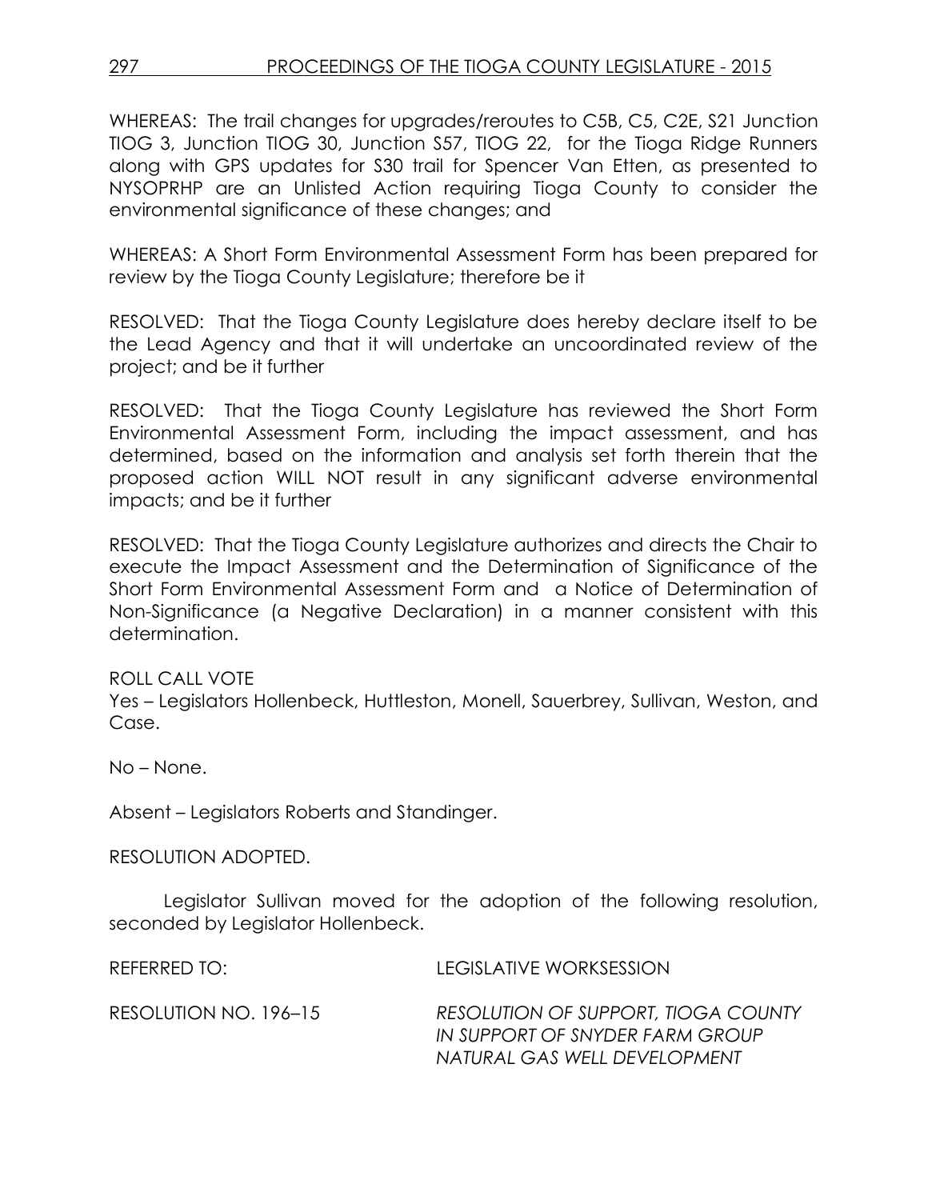WHEREAS: The trail changes for upgrades/reroutes to C5B, C5, C2E, S21 Junction TIOG 3, Junction TIOG 30, Junction S57, TIOG 22, for the Tioga Ridge Runners along with GPS updates for S30 trail for Spencer Van Etten, as presented to NYSOPRHP are an Unlisted Action requiring Tioga County to consider the environmental significance of these changes; and

WHEREAS: A Short Form Environmental Assessment Form has been prepared for review by the Tioga County Legislature; therefore be it

RESOLVED: That the Tioga County Legislature does hereby declare itself to be the Lead Agency and that it will undertake an uncoordinated review of the project; and be it further

RESOLVED: That the Tioga County Legislature has reviewed the Short Form Environmental Assessment Form, including the impact assessment, and has determined, based on the information and analysis set forth therein that the proposed action WILL NOT result in any significant adverse environmental impacts; and be it further

RESOLVED: That the Tioga County Legislature authorizes and directs the Chair to execute the Impact Assessment and the Determination of Significance of the Short Form Environmental Assessment Form and a Notice of Determination of Non-Significance (a Negative Declaration) in a manner consistent with this determination.

ROLL CALL VOTE
Yes – Legislators Hollenbeck, Huttleston, Monell, Sauerbrey, Sullivan, Weston, and Case.

No – None.

Absent – Legislators Roberts and Standinger.

RESOLUTION ADOPTED.

Legislator Sullivan moved for the adoption of the following resolution, seconded by Legislator Hollenbeck.

REFERRED TO: LEGISLATIVE WORKSESSION

RESOLUTION NO. 196–15 *RESOLUTION OF SUPPORT, TIOGA COUNTY IN SUPPORT OF SNYDER FARM GROUP NATURAL GAS WELL DEVELOPMENT*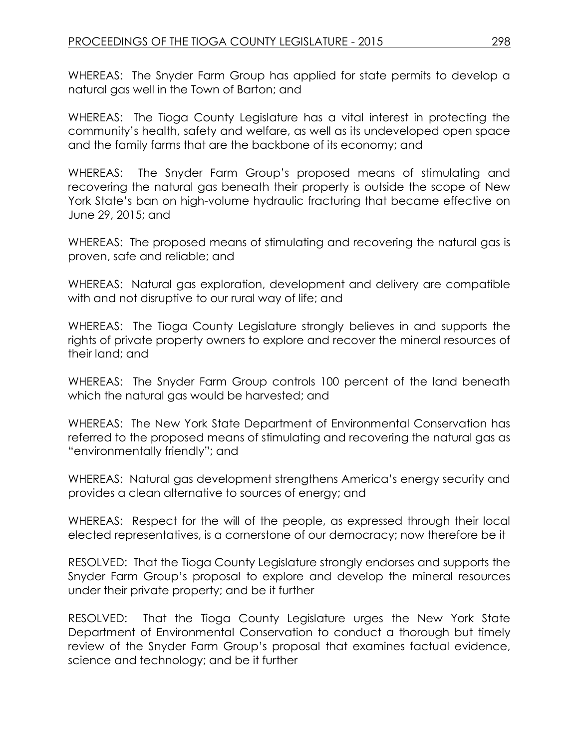WHEREAS: The Snyder Farm Group has applied for state permits to develop a natural gas well in the Town of Barton; and

WHEREAS: The Tioga County Legislature has a vital interest in protecting the community's health, safety and welfare, as well as its undeveloped open space and the family farms that are the backbone of its economy; and

WHEREAS: The Snyder Farm Group's proposed means of stimulating and recovering the natural gas beneath their property is outside the scope of New York State's ban on high-volume hydraulic fracturing that became effective on June 29, 2015; and

WHEREAS: The proposed means of stimulating and recovering the natural gas is proven, safe and reliable; and

WHEREAS: Natural gas exploration, development and delivery are compatible with and not disruptive to our rural way of life; and

WHEREAS: The Tioga County Legislature strongly believes in and supports the rights of private property owners to explore and recover the mineral resources of their land; and

WHEREAS: The Snyder Farm Group controls 100 percent of the land beneath which the natural gas would be harvested; and

WHEREAS: The New York State Department of Environmental Conservation has referred to the proposed means of stimulating and recovering the natural gas as "environmentally friendly"; and

WHEREAS: Natural gas development strengthens America's energy security and provides a clean alternative to sources of energy; and

WHEREAS: Respect for the will of the people, as expressed through their local elected representatives, is a cornerstone of our democracy; now therefore be it

RESOLVED: That the Tioga County Legislature strongly endorses and supports the Snyder Farm Group's proposal to explore and develop the mineral resources under their private property; and be it further

RESOLVED: That the Tioga County Legislature urges the New York State Department of Environmental Conservation to conduct a thorough but timely review of the Snyder Farm Group's proposal that examines factual evidence, science and technology; and be it further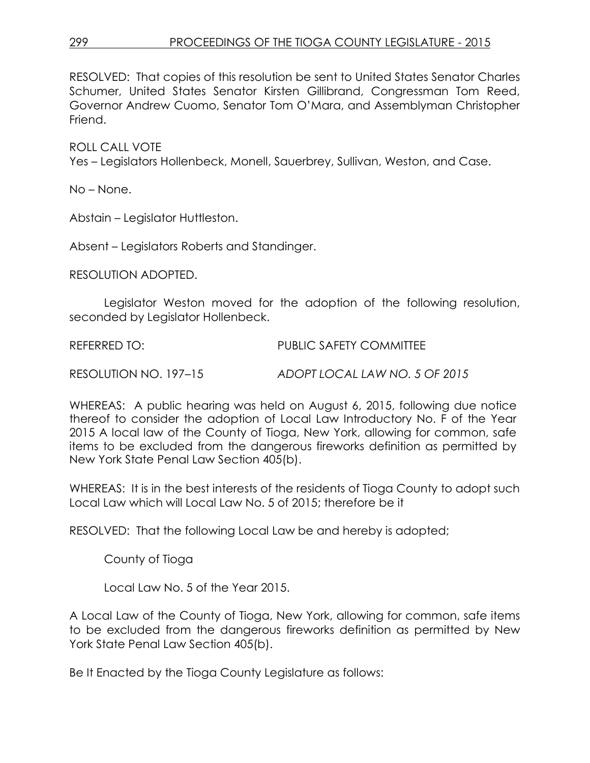RESOLVED: That copies of this resolution be sent to United States Senator Charles Schumer, United States Senator Kirsten Gillibrand, Congressman Tom Reed, Governor Andrew Cuomo, Senator Tom O'Mara, and Assemblyman Christopher Friend.

ROLL CALL VOTE
Yes – Legislators Hollenbeck, Monell, Sauerbrey, Sullivan, Weston, and Case.

No – None.

Abstain – Legislator Huttleston.

Absent – Legislators Roberts and Standinger.

RESOLUTION ADOPTED.

Legislator Weston moved for the adoption of the following resolution, seconded by Legislator Hollenbeck.

REFERRED TO: PUBLIC SAFETY COMMITTEE

RESOLUTION NO. 197–15 *ADOPT LOCAL LAW NO. 5 OF 2015*

WHEREAS: A public hearing was held on August 6, 2015, following due notice thereof to consider the adoption of Local Law Introductory No. F of the Year 2015 A local law of the County of Tioga, New York, allowing for common, safe items to be excluded from the dangerous fireworks definition as permitted by New York State Penal Law Section 405(b).

WHEREAS: It is in the best interests of the residents of Tioga County to adopt such Local Law which will Local Law No. 5 of 2015; therefore be it

RESOLVED: That the following Local Law be and hereby is adopted;

County of Tioga

Local Law No. 5 of the Year 2015.

A Local Law of the County of Tioga, New York, allowing for common, safe items to be excluded from the dangerous fireworks definition as permitted by New York State Penal Law Section 405(b).

Be It Enacted by the Tioga County Legislature as follows: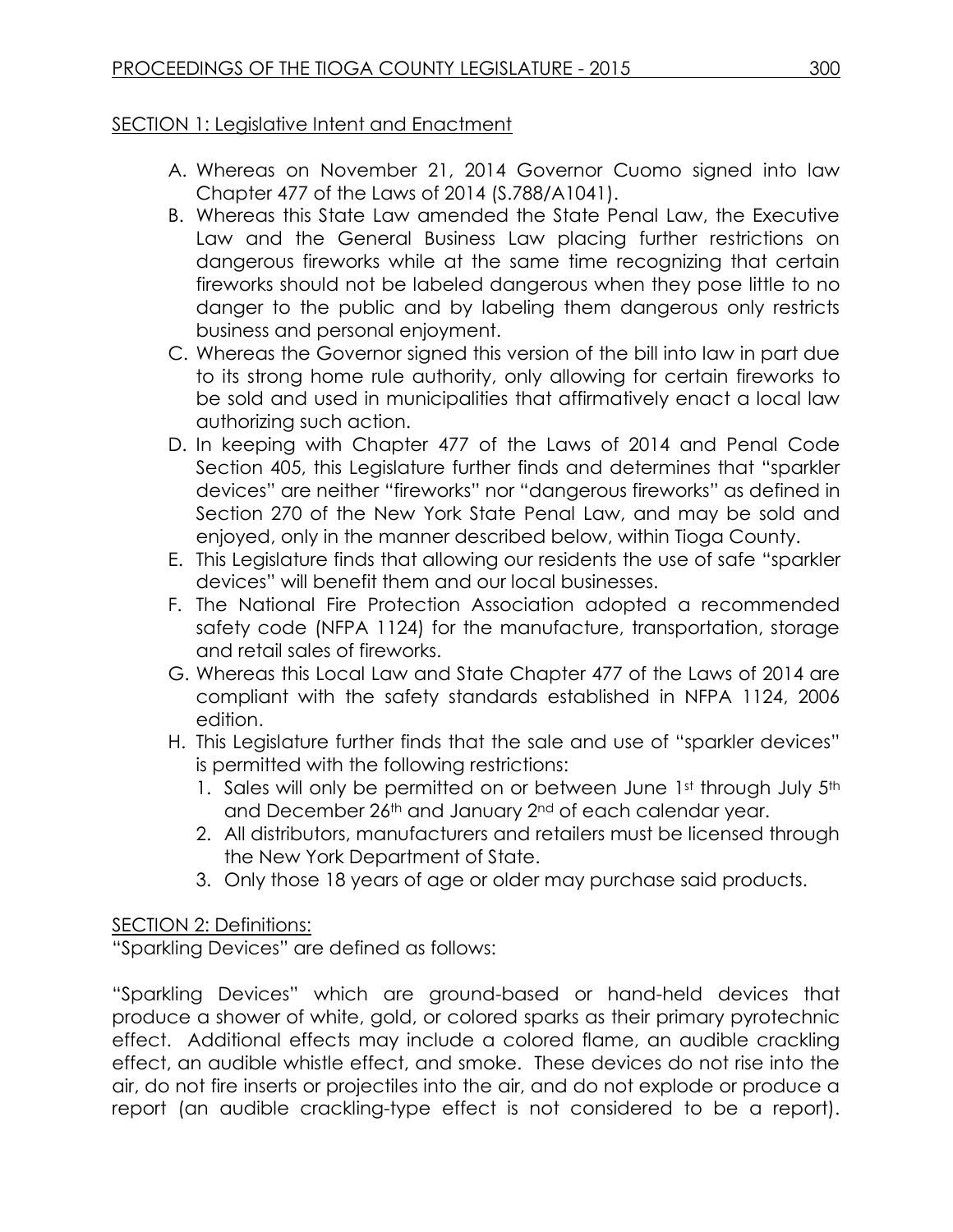SECTION 1: Legislative Intent and Enactment

A. Whereas on November 21, 2014 Governor Cuomo signed into law Chapter 477 of the Laws of 2014 (S.788/A1041).
B. Whereas this State Law amended the State Penal Law, the Executive Law and the General Business Law placing further restrictions on dangerous fireworks while at the same time recognizing that certain fireworks should not be labeled dangerous when they pose little to no danger to the public and by labeling them dangerous only restricts business and personal enjoyment.
C. Whereas the Governor signed this version of the bill into law in part due to its strong home rule authority, only allowing for certain fireworks to be sold and used in municipalities that affirmatively enact a local law authorizing such action.
D. In keeping with Chapter 477 of the Laws of 2014 and Penal Code Section 405, this Legislature further finds and determines that "sparkler devices" are neither "fireworks" nor "dangerous fireworks" as defined in Section 270 of the New York State Penal Law, and may be sold and enjoyed, only in the manner described below, within Tioga County.
E. This Legislature finds that allowing our residents the use of safe "sparkler devices" will benefit them and our local businesses.
F. The National Fire Protection Association adopted a recommended safety code (NFPA 1124) for the manufacture, transportation, storage and retail sales of fireworks.
G. Whereas this Local Law and State Chapter 477 of the Laws of 2014 are compliant with the safety standards established in NFPA 1124, 2006 edition.
H. This Legislature further finds that the sale and use of "sparkler devices" is permitted with the following restrictions:
   1. Sales will only be permitted on or between June 1st through July 5th and December 26th and January 2nd of each calendar year.
   2. All distributors, manufacturers and retailers must be licensed through the New York Department of State.
   3. Only those 18 years of age or older may purchase said products.

SECTION 2: Definitions:

"Sparkling Devices" are defined as follows:

"Sparkling Devices" which are ground-based or hand-held devices that produce a shower of white, gold, or colored sparks as their primary pyrotechnic effect. Additional effects may include a colored flame, an audible crackling effect, an audible whistle effect, and smoke. These devices do not rise into the air, do not fire inserts or projectiles into the air, and do not explode or produce a report (an audible crackling-type effect is not considered to be a report).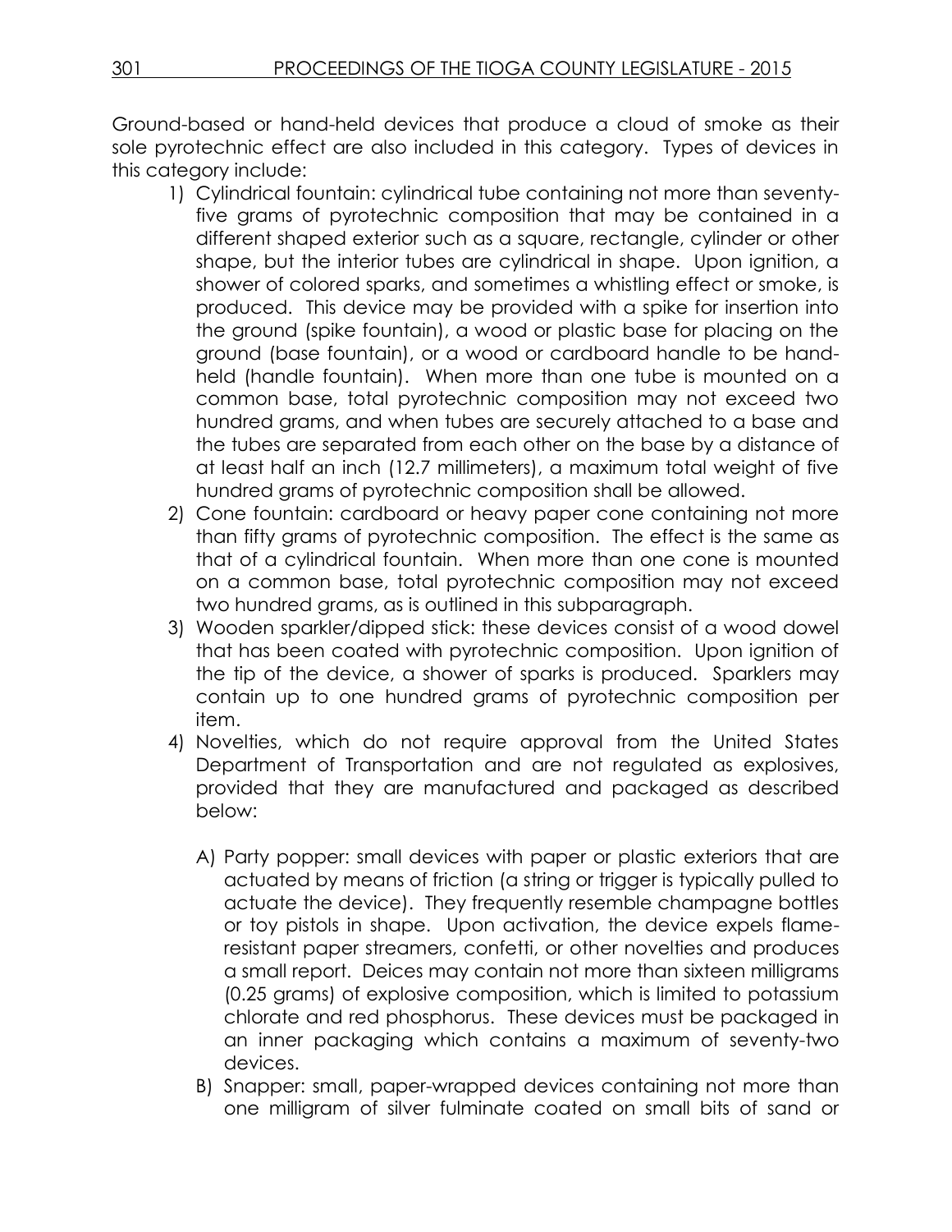Ground-based or hand-held devices that produce a cloud of smoke as their sole pyrotechnic effect are also included in this category. Types of devices in this category include:

1) Cylindrical fountain: cylindrical tube containing not more than seventy-five grams of pyrotechnic composition that may be contained in a different shaped exterior such as a square, rectangle, cylinder or other shape, but the interior tubes are cylindrical in shape. Upon ignition, a shower of colored sparks, and sometimes a whistling effect or smoke, is produced. This device may be provided with a spike for insertion into the ground (spike fountain), a wood or plastic base for placing on the ground (base fountain), or a wood or cardboard handle to be hand-held (handle fountain). When more than one tube is mounted on a common base, total pyrotechnic composition may not exceed two hundred grams, and when tubes are securely attached to a base and the tubes are separated from each other on the base by a distance of at least half an inch (12.7 millimeters), a maximum total weight of five hundred grams of pyrotechnic composition shall be allowed.
2) Cone fountain: cardboard or heavy paper cone containing not more than fifty grams of pyrotechnic composition. The effect is the same as that of a cylindrical fountain. When more than one cone is mounted on a common base, total pyrotechnic composition may not exceed two hundred grams, as is outlined in this subparagraph.
3) Wooden sparkler/dipped stick: these devices consist of a wood dowel that has been coated with pyrotechnic composition. Upon ignition of the tip of the device, a shower of sparks is produced. Sparklers may contain up to one hundred grams of pyrotechnic composition per item.
4) Novelties, which do not require approval from the United States Department of Transportation and are not regulated as explosives, provided that they are manufactured and packaged as described below:

   A) Party popper: small devices with paper or plastic exteriors that are actuated by means of friction (a string or trigger is typically pulled to actuate the device). They frequently resemble champagne bottles or toy pistols in shape. Upon activation, the device expels flame-resistant paper streamers, confetti, or other novelties and produces a small report. Deices may contain not more than sixteen milligrams (0.25 grams) of explosive composition, which is limited to potassium chlorate and red phosphorus. These devices must be packaged in an inner packaging which contains a maximum of seventy-two devices.
   B) Snapper: small, paper-wrapped devices containing not more than one milligram of silver fulminate coated on small bits of sand or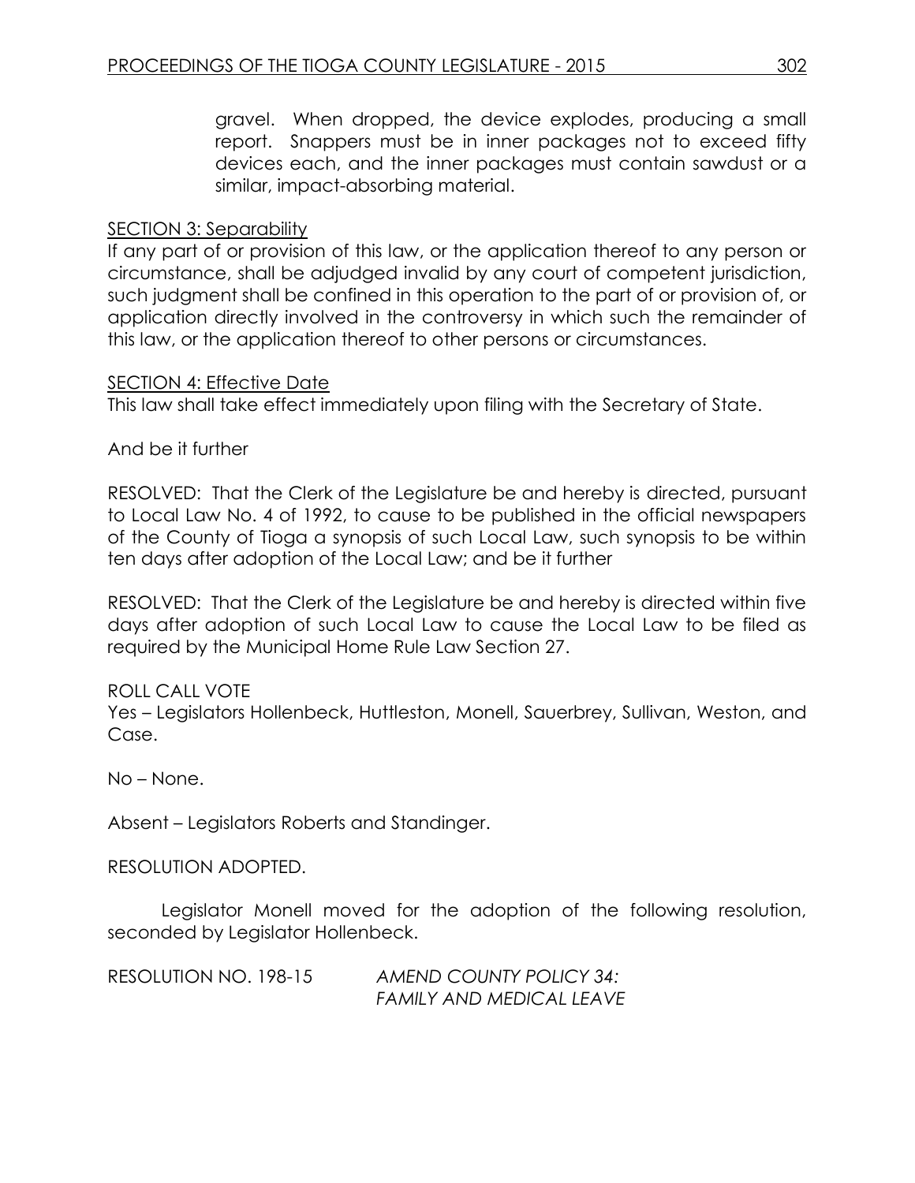gravel. When dropped, the device explodes, producing a small report. Snappers must be in inner packages not to exceed fifty devices each, and the inner packages must contain sawdust or a similar, impact-absorbing material.

SECTION 3: Separability

If any part of or provision of this law, or the application thereof to any person or circumstance, shall be adjudged invalid by any court of competent jurisdiction, such judgment shall be confined in this operation to the part of or provision of, or application directly involved in the controversy in which such the remainder of this law, or the application thereof to other persons or circumstances.

SECTION 4: Effective Date

This law shall take effect immediately upon filing with the Secretary of State.

And be it further

RESOLVED: That the Clerk of the Legislature be and hereby is directed, pursuant to Local Law No. 4 of 1992, to cause to be published in the official newspapers of the County of Tioga a synopsis of such Local Law, such synopsis to be within ten days after adoption of the Local Law; and be it further

RESOLVED: That the Clerk of the Legislature be and hereby is directed within five days after adoption of such Local Law to cause the Local Law to be filed as required by the Municipal Home Rule Law Section 27.

ROLL CALL VOTE

Yes – Legislators Hollenbeck, Huttleston, Monell, Sauerbrey, Sullivan, Weston, and Case.

No – None.

Absent – Legislators Roberts and Standinger.

RESOLUTION ADOPTED.

Legislator Monell moved for the adoption of the following resolution, seconded by Legislator Hollenbeck.

RESOLUTION NO. 198-15 *AMEND COUNTY POLICY 34: FAMILY AND MEDICAL LEAVE*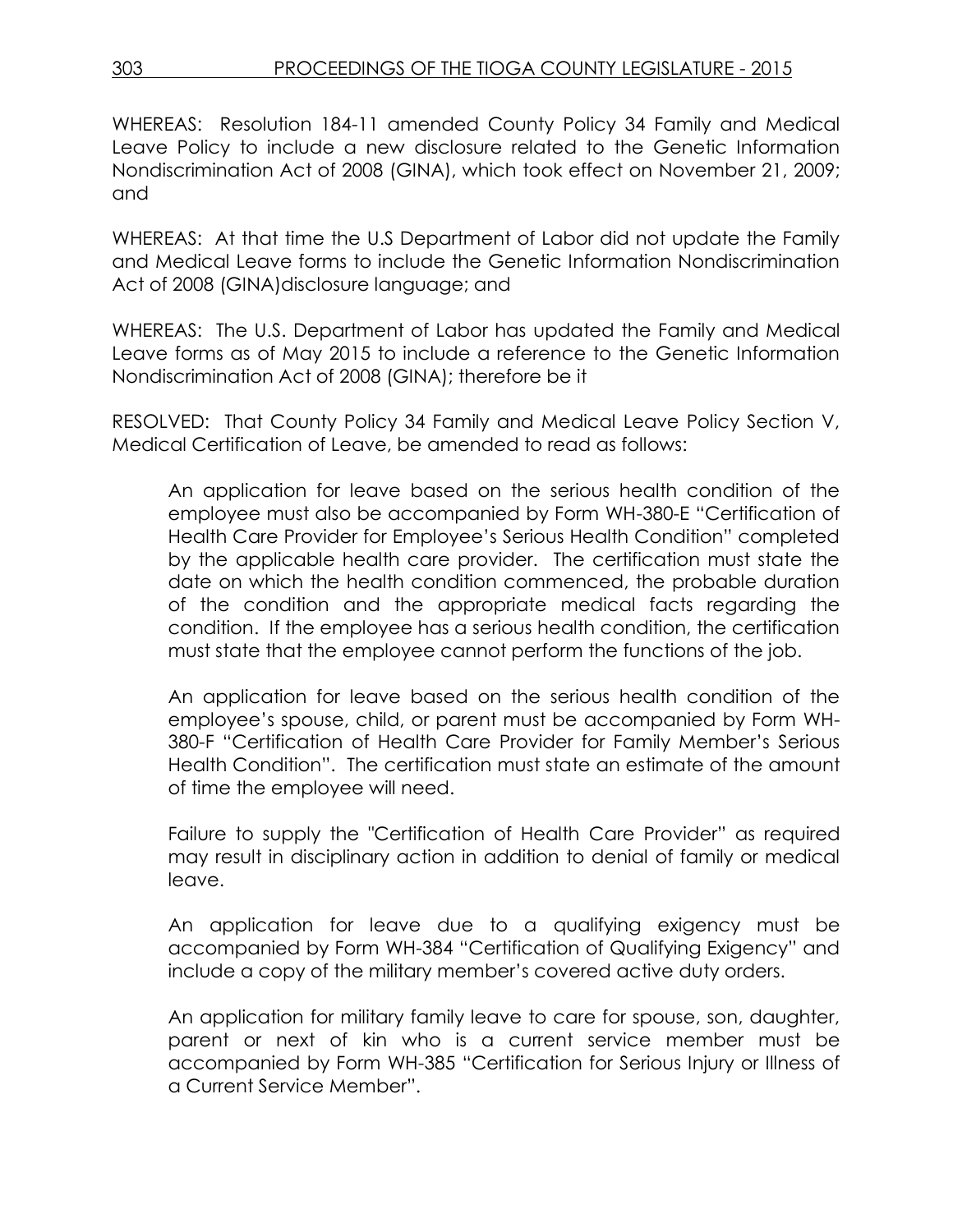WHEREAS: Resolution 184-11 amended County Policy 34 Family and Medical Leave Policy to include a new disclosure related to the Genetic Information Nondiscrimination Act of 2008 (GINA), which took effect on November 21, 2009; and

WHEREAS: At that time the U.S Department of Labor did not update the Family and Medical Leave forms to include the Genetic Information Nondiscrimination Act of 2008 (GINA)disclosure language; and

WHEREAS: The U.S. Department of Labor has updated the Family and Medical Leave forms as of May 2015 to include a reference to the Genetic Information Nondiscrimination Act of 2008 (GINA); therefore be it

RESOLVED: That County Policy 34 Family and Medical Leave Policy Section V, Medical Certification of Leave, be amended to read as follows:

> An application for leave based on the serious health condition of the employee must also be accompanied by Form WH-380-E "Certification of Health Care Provider for Employee's Serious Health Condition" completed by the applicable health care provider. The certification must state the date on which the health condition commenced, the probable duration of the condition and the appropriate medical facts regarding the condition. If the employee has a serious health condition, the certification must state that the employee cannot perform the functions of the job.
>
> An application for leave based on the serious health condition of the employee's spouse, child, or parent must be accompanied by Form WH-380-F "Certification of Health Care Provider for Family Member's Serious Health Condition". The certification must state an estimate of the amount of time the employee will need.
>
> Failure to supply the "Certification of Health Care Provider" as required may result in disciplinary action in addition to denial of family or medical leave.
>
> An application for leave due to a qualifying exigency must be accompanied by Form WH-384 "Certification of Qualifying Exigency" and include a copy of the military member's covered active duty orders.
>
> An application for military family leave to care for spouse, son, daughter, parent or next of kin who is a current service member must be accompanied by Form WH-385 "Certification for Serious Injury or Illness of a Current Service Member".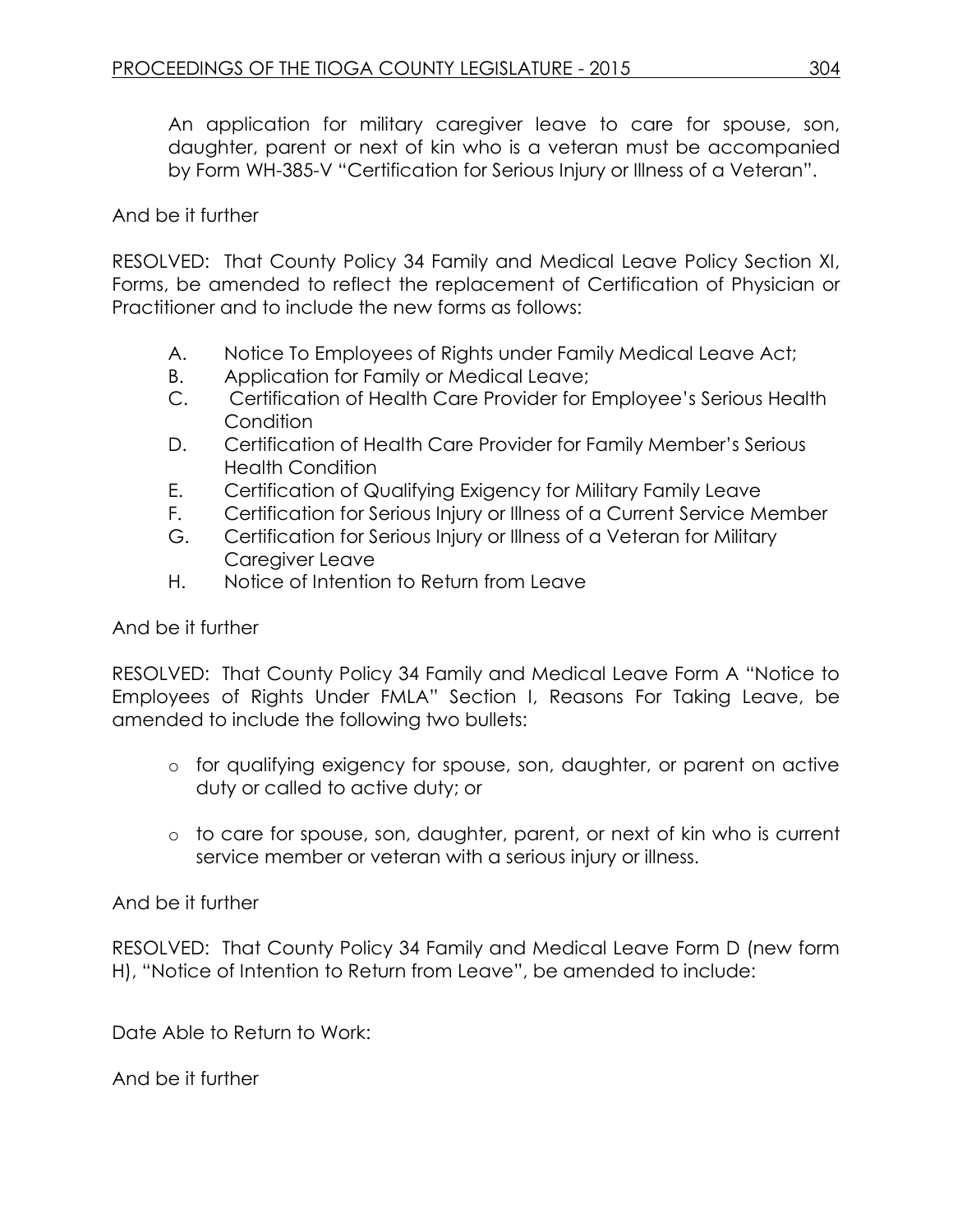An application for military caregiver leave to care for spouse, son, daughter, parent or next of kin who is a veteran must be accompanied by Form WH-385-V "Certification for Serious Injury or Illness of a Veteran".

And be it further

RESOLVED: That County Policy 34 Family and Medical Leave Policy Section XI, Forms, be amended to reflect the replacement of Certification of Physician or Practitioner and to include the new forms as follows:

A. Notice To Employees of Rights under Family Medical Leave Act;
B. Application for Family or Medical Leave;
C. Certification of Health Care Provider for Employee's Serious Health Condition
D. Certification of Health Care Provider for Family Member's Serious Health Condition
E. Certification of Qualifying Exigency for Military Family Leave
F. Certification for Serious Injury or Illness of a Current Service Member
G. Certification for Serious Injury or Illness of a Veteran for Military Caregiver Leave
H. Notice of Intention to Return from Leave

And be it further

RESOLVED: That County Policy 34 Family and Medical Leave Form A "Notice to Employees of Rights Under FMLA" Section I, Reasons For Taking Leave, be amended to include the following two bullets:

- for qualifying exigency for spouse, son, daughter, or parent on active duty or called to active duty; or
- to care for spouse, son, daughter, parent, or next of kin who is current service member or veteran with a serious injury or illness.

And be it further

RESOLVED: That County Policy 34 Family and Medical Leave Form D (new form H), "Notice of Intention to Return from Leave", be amended to include:

Date Able to Return to Work:

And be it further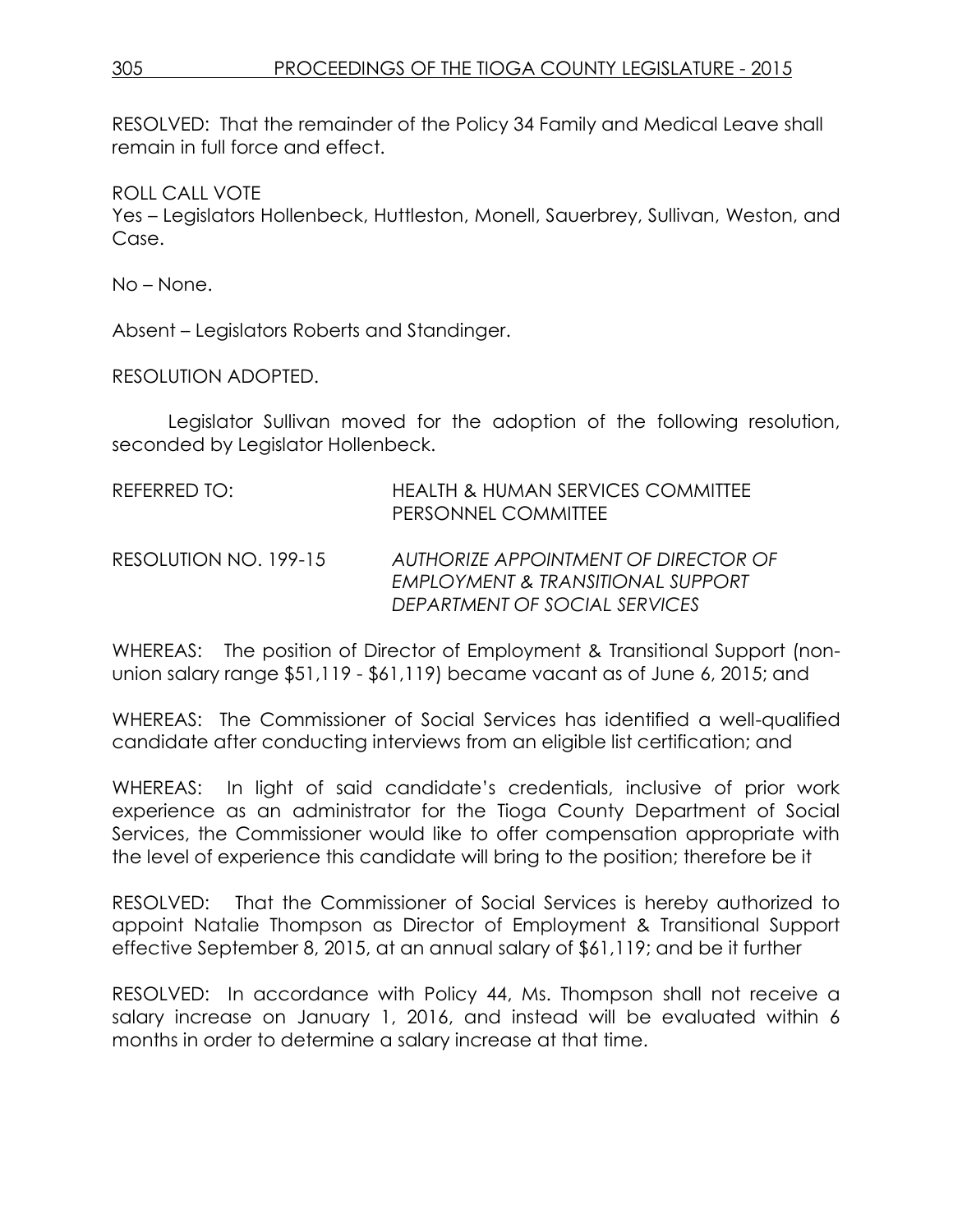RESOLVED: That the remainder of the Policy 34 Family and Medical Leave shall remain in full force and effect.

ROLL CALL VOTE
Yes – Legislators Hollenbeck, Huttleston, Monell, Sauerbrey, Sullivan, Weston, and Case.

No – None.

Absent – Legislators Roberts and Standinger.

RESOLUTION ADOPTED.

Legislator Sullivan moved for the adoption of the following resolution, seconded by Legislator Hollenbeck.

REFERRED TO: HEALTH & HUMAN SERVICES COMMITTEE
PERSONNEL COMMITTEE

RESOLUTION NO. 199-15 *AUTHORIZE APPOINTMENT OF DIRECTOR OF EMPLOYMENT & TRANSITIONAL SUPPORT DEPARTMENT OF SOCIAL SERVICES*

WHEREAS: The position of Director of Employment & Transitional Support (non-union salary range $51,119 - $61,119) became vacant as of June 6, 2015; and

WHEREAS: The Commissioner of Social Services has identified a well-qualified candidate after conducting interviews from an eligible list certification; and

WHEREAS: In light of said candidate's credentials, inclusive of prior work experience as an administrator for the Tioga County Department of Social Services, the Commissioner would like to offer compensation appropriate with the level of experience this candidate will bring to the position; therefore be it

RESOLVED: That the Commissioner of Social Services is hereby authorized to appoint Natalie Thompson as Director of Employment & Transitional Support effective September 8, 2015, at an annual salary of $61,119; and be it further

RESOLVED: In accordance with Policy 44, Ms. Thompson shall not receive a salary increase on January 1, 2016, and instead will be evaluated within 6 months in order to determine a salary increase at that time.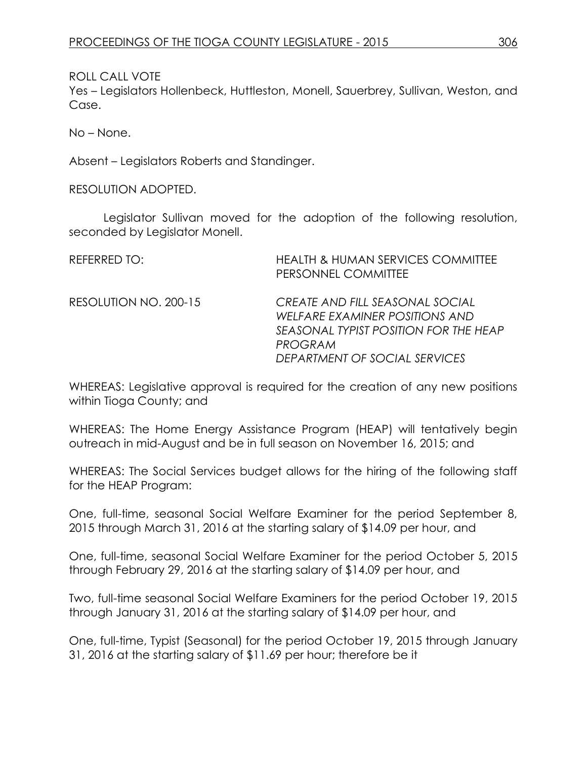ROLL CALL VOTE
Yes – Legislators Hollenbeck, Huttleston, Monell, Sauerbrey, Sullivan, Weston, and Case.

No – None.

Absent – Legislators Roberts and Standinger.

RESOLUTION ADOPTED.

Legislator Sullivan moved for the adoption of the following resolution, seconded by Legislator Monell.

REFERRED TO: HEALTH & HUMAN SERVICES COMMITTEE
PERSONNEL COMMITTEE

RESOLUTION NO. 200-15 *CREATE AND FILL SEASONAL SOCIAL WELFARE EXAMINER POSITIONS AND SEASONAL TYPIST POSITION FOR THE HEAP PROGRAM*
*DEPARTMENT OF SOCIAL SERVICES*

WHEREAS: Legislative approval is required for the creation of any new positions within Tioga County; and

WHEREAS: The Home Energy Assistance Program (HEAP) will tentatively begin outreach in mid-August and be in full season on November 16, 2015; and

WHEREAS: The Social Services budget allows for the hiring of the following staff for the HEAP Program:

One, full-time, seasonal Social Welfare Examiner for the period September 8, 2015 through March 31, 2016 at the starting salary of $14.09 per hour, and

One, full-time, seasonal Social Welfare Examiner for the period October 5, 2015 through February 29, 2016 at the starting salary of $14.09 per hour, and

Two, full-time seasonal Social Welfare Examiners for the period October 19, 2015 through January 31, 2016 at the starting salary of $14.09 per hour, and

One, full-time, Typist (Seasonal) for the period October 19, 2015 through January 31, 2016 at the starting salary of $11.69 per hour; therefore be it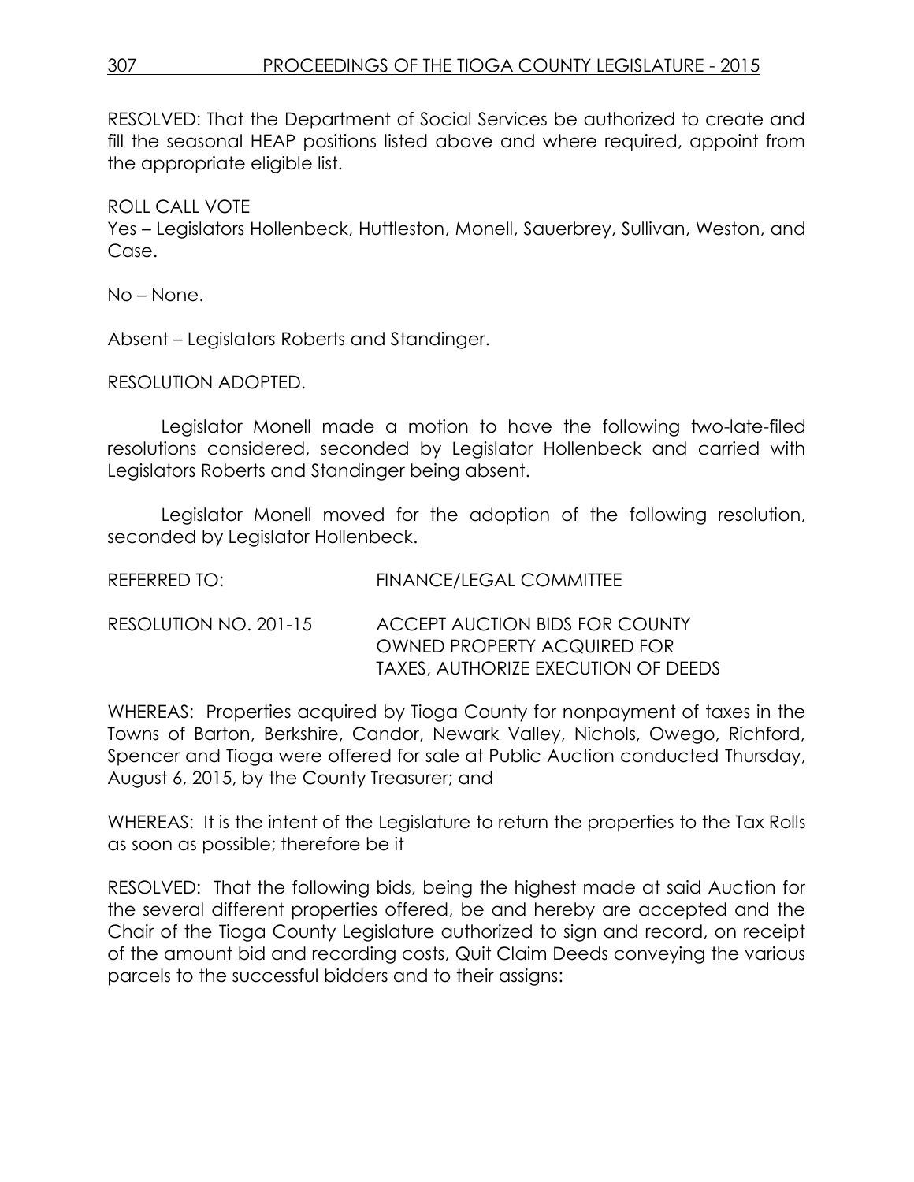RESOLVED: That the Department of Social Services be authorized to create and fill the seasonal HEAP positions listed above and where required, appoint from the appropriate eligible list.

ROLL CALL VOTE
Yes – Legislators Hollenbeck, Huttleston, Monell, Sauerbrey, Sullivan, Weston, and Case.

No – None.

Absent – Legislators Roberts and Standinger.

RESOLUTION ADOPTED.

Legislator Monell made a motion to have the following two-late-filed resolutions considered, seconded by Legislator Hollenbeck and carried with Legislators Roberts and Standinger being absent.

Legislator Monell moved for the adoption of the following resolution, seconded by Legislator Hollenbeck.

REFERRED TO: FINANCE/LEGAL COMMITTEE

RESOLUTION NO. 201-15 ACCEPT AUCTION BIDS FOR COUNTY OWNED PROPERTY ACQUIRED FOR TAXES, AUTHORIZE EXECUTION OF DEEDS

WHEREAS: Properties acquired by Tioga County for nonpayment of taxes in the Towns of Barton, Berkshire, Candor, Newark Valley, Nichols, Owego, Richford, Spencer and Tioga were offered for sale at Public Auction conducted Thursday, August 6, 2015, by the County Treasurer; and

WHEREAS: It is the intent of the Legislature to return the properties to the Tax Rolls as soon as possible; therefore be it

RESOLVED: That the following bids, being the highest made at said Auction for the several different properties offered, be and hereby are accepted and the Chair of the Tioga County Legislature authorized to sign and record, on receipt of the amount bid and recording costs, Quit Claim Deeds conveying the various parcels to the successful bidders and to their assigns: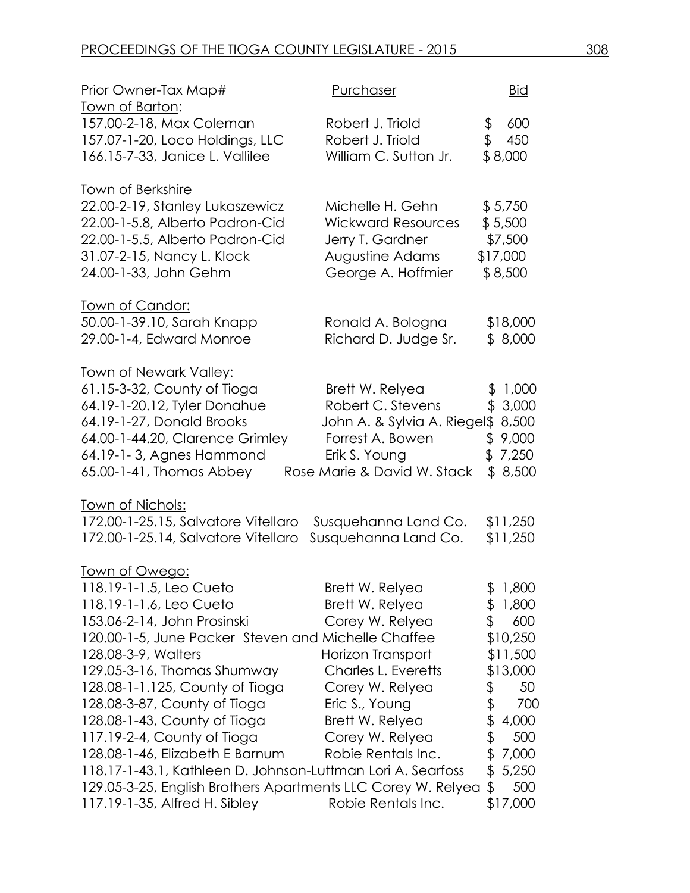| Prior Owner-Tax Map# | Purchaser | Bid |
|---|---|---|
| Town of Barton: | | |
| 157.00-2-18, Max Coleman | Robert J. Triold | $ 600 |
| 157.07-1-20, Loco Holdings, LLC | Robert J. Triold | $ 450 |
| 166.15-7-33, Janice L. Vallilee | William C. Sutton Jr. | $ 8,000 |
| Town of Berkshire | | |
| 22.00-2-19, Stanley Lukaszewicz | Michelle H. Gehn | $ 5,750 |
| 22.00-1-5.8, Alberto Padron-Cid | Wickward Resources | $ 5,500 |
| 22.00-1-5.5, Alberto Padron-Cid | Jerry T. Gardner | $7,500 |
| 31.07-2-15, Nancy L. Klock | Augustine Adams | $17,000 |
| 24.00-1-33, John Gehm | George A. Hoffmier | $ 8,500 |
| Town of Candor: | | |
| 50.00-1-39.10, Sarah Knapp | Ronald A. Bologna | $18,000 |
| 29.00-1-4, Edward Monroe | Richard D. Judge Sr. | $ 8,000 |
| Town of Newark Valley: | | |
| 61.15-3-32, County of Tioga | Brett W. Relyea | $ 1,000 |
| 64.19-1-20.12, Tyler Donahue | Robert C. Stevens | $ 3,000 |
| 64.19-1-27, Donald Brooks | John A. & Sylvia A. Riegel | $ 8,500 |
| 64.00-1-44.20, Clarence Grimley | Forrest A. Bowen | $ 9,000 |
| 64.19-1- 3, Agnes Hammond | Erik S. Young | $ 7,250 |
| 65.00-1-41, Thomas Abbey | Rose Marie & David W. Stack | $ 8,500 |
| Town of Nichols: | | |
| 172.00-1-25.15, Salvatore Vitellaro | Susquehanna Land Co. | $11,250 |
| 172.00-1-25.14, Salvatore Vitellaro | Susquehanna Land Co. | $11,250 |
| Town of Owego: | | |
| 118.19-1-1.5, Leo Cueto | Brett W. Relyea | $ 1,800 |
| 118.19-1-1.6, Leo Cueto | Brett W. Relyea | $ 1,800 |
| 153.06-2-14, John Prosinski | Corey W. Relyea | $ 600 |
| 120.00-1-5, June Packer | Steven and Michelle Chaffee | $10,250 |
| 128.08-3-9, Walters | Horizon Transport | $11,500 |
| 129.05-3-16, Thomas Shumway | Charles L. Everetts | $13,000 |
| 128.08-1-1.125, County of Tioga | Corey W. Relyea | $ 50 |
| 128.08-3-87, County of Tioga | Eric S., Young | $ 700 |
| 128.08-1-43, County of Tioga | Brett W. Relyea | $ 4,000 |
| 117.19-2-4, County of Tioga | Corey W. Relyea | $ 500 |
| 128.08-1-46, Elizabeth E Barnum | Robie Rentals Inc. | $ 7,000 |
| 118.17-1-43.1, Kathleen D. Johnson-Luttman | Lori A. Searfoss | $ 5,250 |
| 129.05-3-25, English Brothers Apartments LLC | Corey W. Relyea | $ 500 |
| 117.19-1-35, Alfred H. Sibley | Robie Rentals Inc. | $17,000 |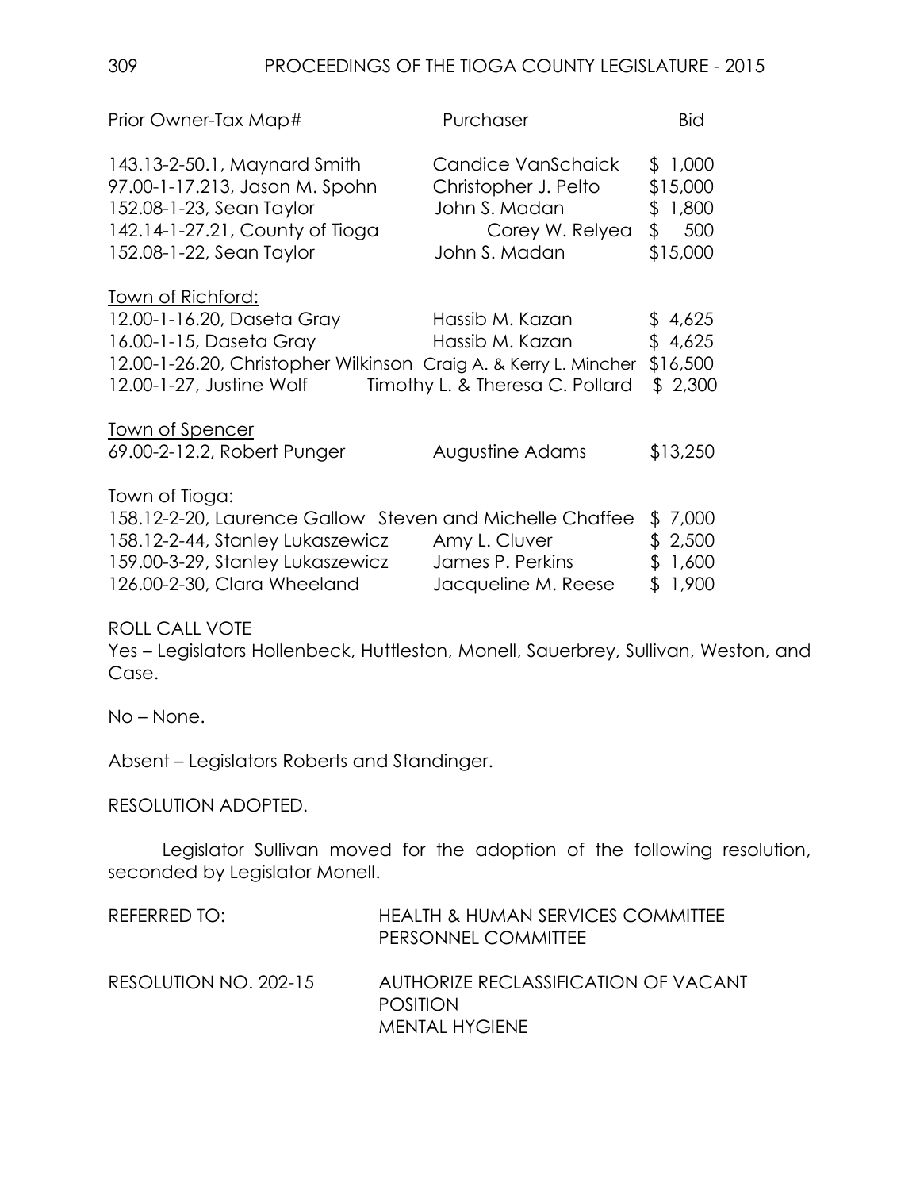| Prior Owner-Tax Map# | Purchaser | Bid |
|---|---|---|
| 143.13-2-50.1, Maynard Smith | Candice VanSchaick | $ 1,000 |
| 97.00-1-17.213, Jason M. Spohn | Christopher J. Pelto | $15,000 |
| 152.08-1-23, Sean Taylor | John S. Madan | $ 1,800 |
| 142.14-1-27.21, County of Tioga | Corey W. Relyea | $ 500 |
| 152.08-1-22, Sean Taylor | John S. Madan | $15,000 |
| Town of Richford: | | |
| 12.00-1-16.20, Daseta Gray | Hassib M. Kazan | $ 4,625 |
| 16.00-1-15, Daseta Gray | Hassib M. Kazan | $ 4,625 |
| 12.00-1-26.20, Christopher Wilkinson | Craig A. & Kerry L. Mincher | $16,500 |
| 12.00-1-27, Justine Wolf | Timothy L. & Theresa C. Pollard | $ 2,300 |
| Town of Spencer | | |
| 69.00-2-12.2, Robert Punger | Augustine Adams | $13,250 |
| Town of Tioga: | | |
| 158.12-2-20, Laurence Gallow | Steven and Michelle Chaffee | $ 7,000 |
| 158.12-2-44, Stanley Lukaszewicz | Amy L. Cluver | $ 2,500 |
| 159.00-3-29, Stanley Lukaszewicz | James P. Perkins | $ 1,600 |
| 126.00-2-30, Clara Wheeland | Jacqueline M. Reese | $ 1,900 |

ROLL CALL VOTE

Yes – Legislators Hollenbeck, Huttleston, Monell, Sauerbrey, Sullivan, Weston, and Case.

No – None.

Absent – Legislators Roberts and Standinger.

RESOLUTION ADOPTED.

Legislator Sullivan moved for the adoption of the following resolution, seconded by Legislator Monell.

REFERRED TO: HEALTH & HUMAN SERVICES COMMITTEE
PERSONNEL COMMITTEE

RESOLUTION NO. 202-15 AUTHORIZE RECLASSIFICATION OF VACANT POSITION
MENTAL HYGIENE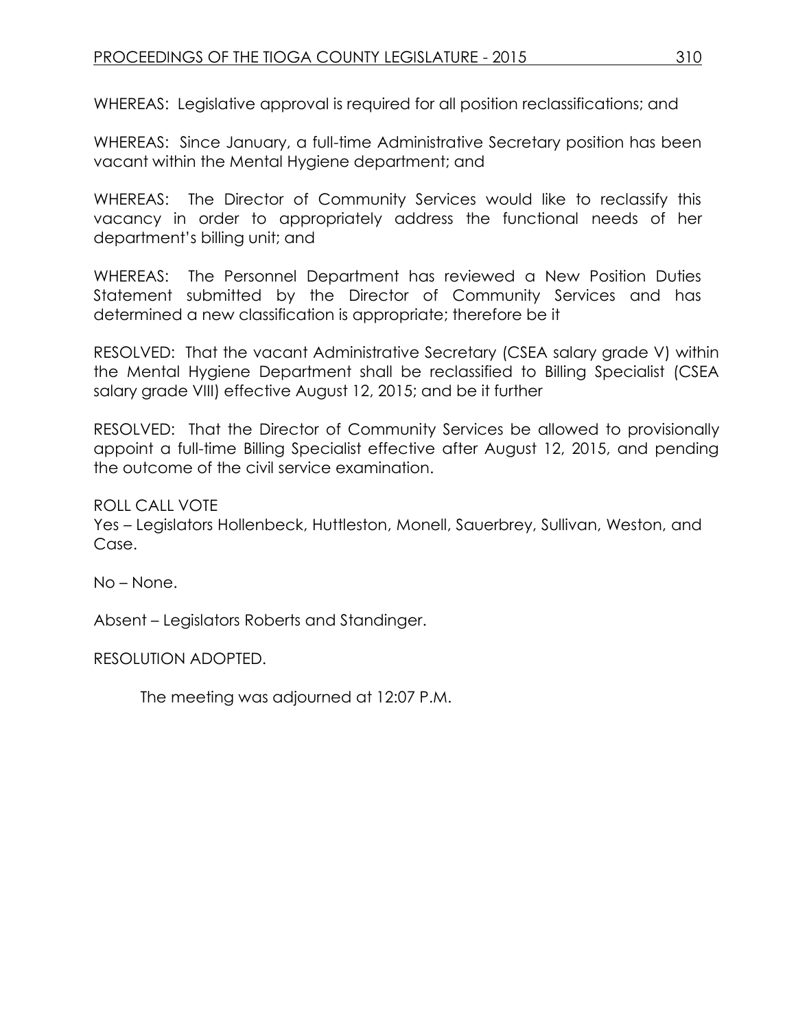WHEREAS: Legislative approval is required for all position reclassifications; and

WHEREAS: Since January, a full-time Administrative Secretary position has been vacant within the Mental Hygiene department; and

WHEREAS: The Director of Community Services would like to reclassify this vacancy in order to appropriately address the functional needs of her department's billing unit; and

WHEREAS: The Personnel Department has reviewed a New Position Duties Statement submitted by the Director of Community Services and has determined a new classification is appropriate; therefore be it

RESOLVED: That the vacant Administrative Secretary (CSEA salary grade V) within the Mental Hygiene Department shall be reclassified to Billing Specialist (CSEA salary grade VIII) effective August 12, 2015; and be it further

RESOLVED: That the Director of Community Services be allowed to provisionally appoint a full-time Billing Specialist effective after August 12, 2015, and pending the outcome of the civil service examination.

ROLL CALL VOTE
Yes – Legislators Hollenbeck, Huttleston, Monell, Sauerbrey, Sullivan, Weston, and Case.

No – None.

Absent – Legislators Roberts and Standinger.

RESOLUTION ADOPTED.

The meeting was adjourned at 12:07 P.M.